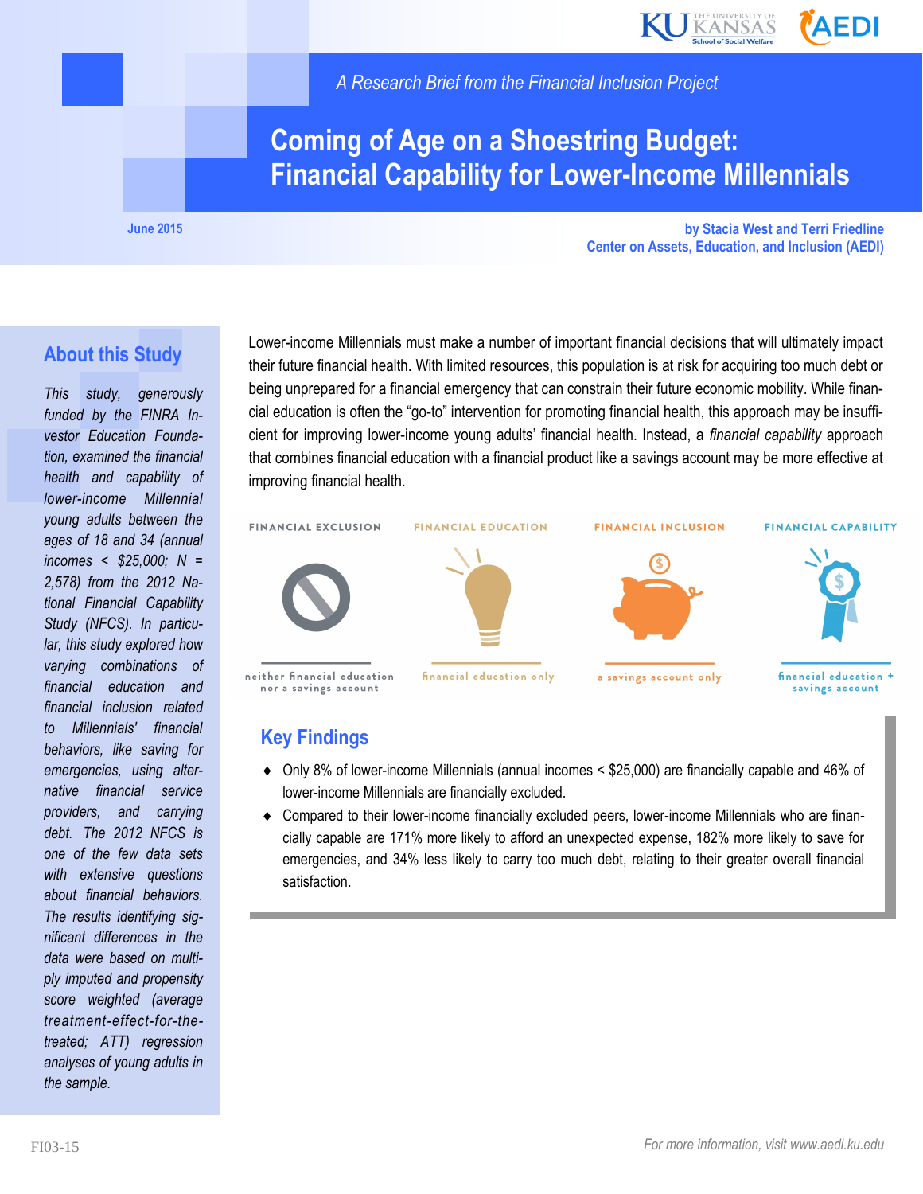A Research Brief from the Financial Inclusion Project

# Coming of Age on a Shoestring Budget: Financial Capability for Lower-Income Millennials

June 2015

by Stacia West and Terri Friedline
Center on Assets, Education, and Inclusion (AEDI)

## About this Study

*This study, generously funded by the FINRA Investor Education Foundation, examined the financial health and capability of lower-income Millennial young adults between the ages of 18 and 34 (annual incomes < $25,000; N = 2,578) from the 2012 National Financial Capability Study (NFCS). In particular, this study explored how varying combinations of financial education and financial inclusion related to Millennials' financial behaviors, like saving for emergencies, using alternative financial service providers, and carrying debt. The 2012 NFCS is one of the few data sets with extensive questions about financial behaviors. The results identifying significant differences in the data were based on multiply imputed and propensity score weighted (average treatment-effect-for-the-treated; ATT) regression analyses of young adults in the sample.*

Lower-income Millennials must make a number of important financial decisions that will ultimately impact their future financial health. With limited resources, this population is at risk for acquiring too much debt or being unprepared for a financial emergency that can constrain their future economic mobility. While financial education is often the "go-to" intervention for promoting financial health, this approach may be insufficient for improving lower-income young adults' financial health. Instead, a *financial capability* approach that combines financial education with a financial product like a savings account may be more effective at improving financial health.

| FINANCIAL EXCLUSION | FINANCIAL EDUCATION | FINANCIAL INCLUSION | FINANCIAL CAPABILITY |
|---|---|---|---|
| neither financial education nor a savings account | financial education only | a savings account only | financial education + savings account |

## Key Findings

- Only 8% of lower-income Millennials (annual incomes < $25,000) are financially capable and 46% of lower-income Millennials are financially excluded.
- Compared to their lower-income financially excluded peers, lower-income Millennials who are financially capable are 171% more likely to afford an unexpected expense, 182% more likely to save for emergencies, and 34% less likely to carry too much debt, relating to their greater overall financial satisfaction.

FI03-15

For more information, visit www.aedi.ku.edu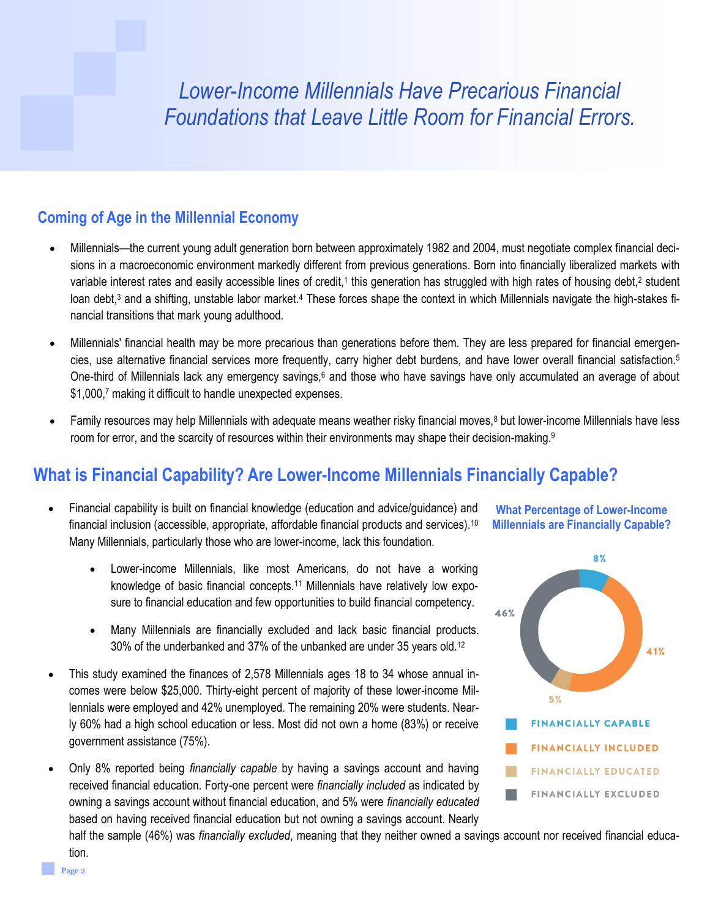# Lower-Income Millennials Have Precarious Financial Foundations that Leave Little Room for Financial Errors.

## Coming of Age in the Millennial Economy

- Millennials—the current young adult generation born between approximately 1982 and 2004, must negotiate complex financial decisions in a macroeconomic environment markedly different from previous generations. Born into financially liberalized markets with variable interest rates and easily accessible lines of credit,[1] this generation has struggled with high rates of housing debt,[2] student loan debt,[3] and a shifting, unstable labor market.[4] These forces shape the context in which Millennials navigate the high-stakes financial transitions that mark young adulthood.
- Millennials' financial health may be more precarious than generations before them. They are less prepared for financial emergencies, use alternative financial services more frequently, carry higher debt burdens, and have lower overall financial satisfaction.[5] One-third of Millennials lack any emergency savings,[6] and those who have savings have only accumulated an average of about $1,000,[7] making it difficult to handle unexpected expenses.
- Family resources may help Millennials with adequate means weather risky financial moves,[8] but lower-income Millennials have less room for error, and the scarcity of resources within their environments may shape their decision-making.[9]

## What is Financial Capability? Are Lower-Income Millennials Financially Capable?

- Financial capability is built on financial knowledge (education and advice/guidance) and financial inclusion (accessible, appropriate, affordable financial products and services).[10] Many Millennials, particularly those who are lower-income, lack this foundation.
    - Lower-income Millennials, like most Americans, do not have a working knowledge of basic financial concepts.[11] Millennials have relatively low exposure to financial education and few opportunities to build financial competency.
    - Many Millennials are financially excluded and lack basic financial products. 30% of the underbanked and 37% of the unbanked are under 35 years old.[12]
- This study examined the finances of 2,578 Millennials ages 18 to 34 whose annual incomes were below $25,000. Thirty-eight percent of majority of these lower-income Millennials were employed and 42% unemployed. The remaining 20% were students. Nearly 60% had a high school education or less. Most did not own a home (83%) or receive government assistance (75%).
- Only 8% reported being *financially capable* by having a savings account and having received financial education. Forty-one percent were *financially included* as indicated by owning a savings account without financial education, and 5% were *financially educated* based on having received financial education but not owning a savings account. Nearly half the sample (46%) was *financially excluded*, meaning that they neither owned a savings account nor received financial education.

### What Percentage of Lower-Income Millennials are Financially Capable?

| Category | Percentage |
|---|---|
| Financially Capable | 8% |
| Financially Included | 41% |
| Financially Educated | 5% |
| Financially Excluded | 46% |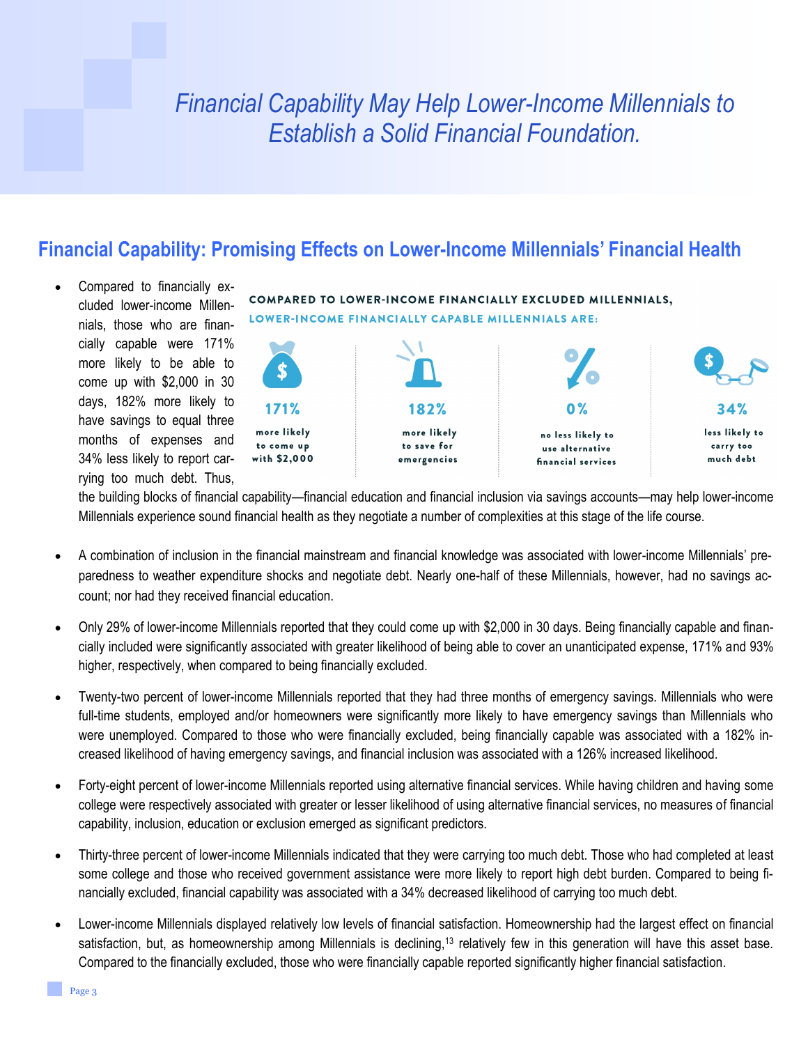# *Financial Capability May Help Lower-Income Millennials to Establish a Solid Financial Foundation.*

## Financial Capability: Promising Effects on Lower-Income Millennials' Financial Health

**COMPARED TO LOWER-INCOME FINANCIALLY EXCLUDED MILLENNIALS, LOWER-INCOME FINANCIALLY CAPABLE MILLENNIALS ARE:**

| 171% | 182% | 0% | 34% |
|---|---|---|---|
| more likely to come up with $2,000 | more likely to save for emergencies | no less likely to use alternative financial services | less likely to carry too much debt |

- Compared to financially excluded lower-income Millennials, those who are financially capable were 171% more likely to be able to come up with $2,000 in 30 days, 182% more likely to have savings to equal three months of expenses and 34% less likely to report carrying too much debt. Thus, the building blocks of financial capability—financial education and financial inclusion via savings accounts—may help lower-income Millennials experience sound financial health as they negotiate a number of complexities at this stage of the life course.

- A combination of inclusion in the financial mainstream and financial knowledge was associated with lower-income Millennials' preparedness to weather expenditure shocks and negotiate debt. Nearly one-half of these Millennials, however, had no savings account; nor had they received financial education.

- Only 29% of lower-income Millennials reported that they could come up with $2,000 in 30 days. Being financially capable and financially included were significantly associated with greater likelihood of being able to cover an unanticipated expense, 171% and 93% higher, respectively, when compared to being financially excluded.

- Twenty-two percent of lower-income Millennials reported that they had three months of emergency savings. Millennials who were full-time students, employed and/or homeowners were significantly more likely to have emergency savings than Millennials who were unemployed. Compared to those who were financially excluded, being financially capable was associated with a 182% increased likelihood of having emergency savings, and financial inclusion was associated with a 126% increased likelihood.

- Forty-eight percent of lower-income Millennials reported using alternative financial services. While having children and having some college were respectively associated with greater or lesser likelihood of using alternative financial services, no measures of financial capability, inclusion, education or exclusion emerged as significant predictors.

- Thirty-three percent of lower-income Millennials indicated that they were carrying too much debt. Those who had completed at least some college and those who received government assistance were more likely to report high debt burden. Compared to being financially excluded, financial capability was associated with a 34% decreased likelihood of carrying too much debt.

- Lower-income Millennials displayed relatively low levels of financial satisfaction. Homeownership had the largest effect on financial satisfaction, but, as homeownership among Millennials is declining,[13] relatively few in this generation will have this asset base. Compared to the financially excluded, those who were financially capable reported significantly higher financial satisfaction.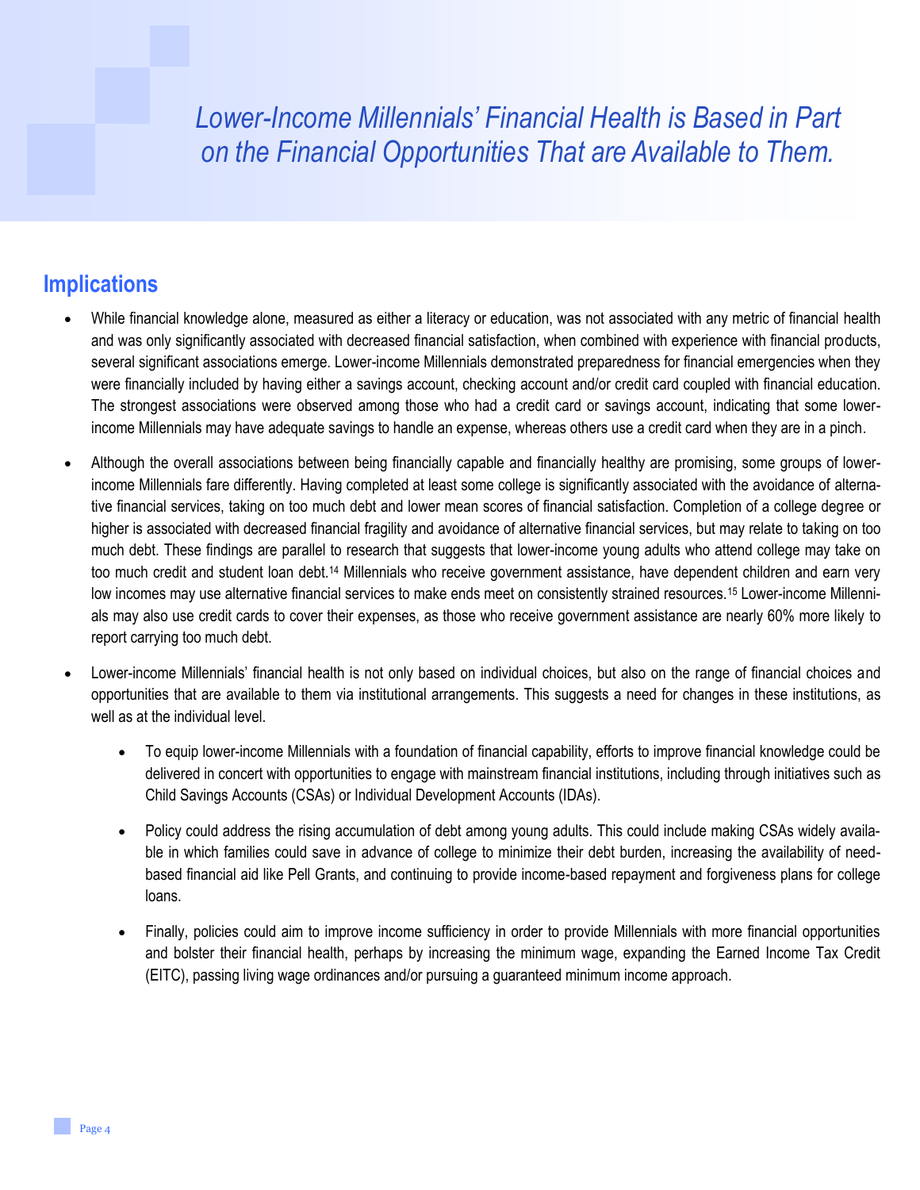*Lower-Income Millennials' Financial Health is Based in Part on the Financial Opportunities That are Available to Them.*

## Implications

- While financial knowledge alone, measured as either a literacy or education, was not associated with any metric of financial health and was only significantly associated with decreased financial satisfaction, when combined with experience with financial products, several significant associations emerge. Lower-income Millennials demonstrated preparedness for financial emergencies when they were financially included by having either a savings account, checking account and/or credit card coupled with financial education. The strongest associations were observed among those who had a credit card or savings account, indicating that some lower-income Millennials may have adequate savings to handle an expense, whereas others use a credit card when they are in a pinch.

- Although the overall associations between being financially capable and financially healthy are promising, some groups of lower-income Millennials fare differently. Having completed at least some college is significantly associated with the avoidance of alternative financial services, taking on too much debt and lower mean scores of financial satisfaction. Completion of a college degree or higher is associated with decreased financial fragility and avoidance of alternative financial services, but may relate to taking on too much debt. These findings are parallel to research that suggests that lower-income young adults who attend college may take on too much credit and student loan debt.[14] Millennials who receive government assistance, have dependent children and earn very low incomes may use alternative financial services to make ends meet on consistently strained resources.[15] Lower-income Millennials may also use credit cards to cover their expenses, as those who receive government assistance are nearly 60% more likely to report carrying too much debt.

- Lower-income Millennials' financial health is not only based on individual choices, but also on the range of financial choices and opportunities that are available to them via institutional arrangements. This suggests a need for changes in these institutions, as well as at the individual level.

    - To equip lower-income Millennials with a foundation of financial capability, efforts to improve financial knowledge could be delivered in concert with opportunities to engage with mainstream financial institutions, including through initiatives such as Child Savings Accounts (CSAs) or Individual Development Accounts (IDAs).

    - Policy could address the rising accumulation of debt among young adults. This could include making CSAs widely available in which families could save in advance of college to minimize their debt burden, increasing the availability of need-based financial aid like Pell Grants, and continuing to provide income-based repayment and forgiveness plans for college loans.

    - Finally, policies could aim to improve income sufficiency in order to provide Millennials with more financial opportunities and bolster their financial health, perhaps by increasing the minimum wage, expanding the Earned Income Tax Credit (EITC), passing living wage ordinances and/or pursuing a guaranteed minimum income approach.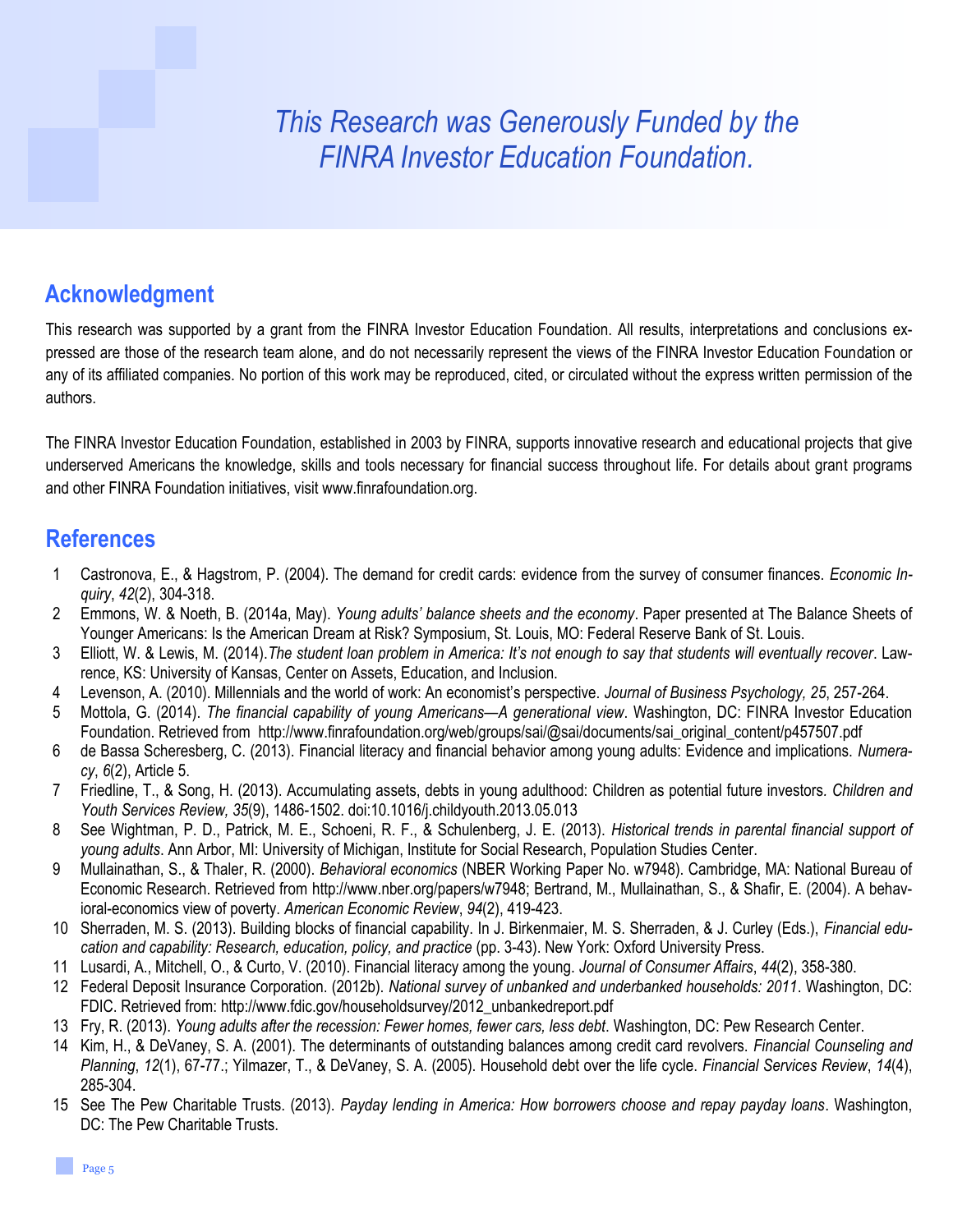*This Research was Generously Funded by the FINRA Investor Education Foundation.*

## Acknowledgment

This research was supported by a grant from the FINRA Investor Education Foundation. All results, interpretations and conclusions expressed are those of the research team alone, and do not necessarily represent the views of the FINRA Investor Education Foundation or any of its affiliated companies. No portion of this work may be reproduced, cited, or circulated without the express written permission of the authors.

The FINRA Investor Education Foundation, established in 2003 by FINRA, supports innovative research and educational projects that give underserved Americans the knowledge, skills and tools necessary for financial success throughout life. For details about grant programs and other FINRA Foundation initiatives, visit www.finrafoundation.org.

## References

1. Castronova, E., & Hagstrom, P. (2004). The demand for credit cards: evidence from the survey of consumer finances. *Economic Inquiry*, *42*(2), 304-318.
2. Emmons, W. & Noeth, B. (2014a, May). *Young adults' balance sheets and the economy*. Paper presented at The Balance Sheets of Younger Americans: Is the American Dream at Risk? Symposium, St. Louis, MO: Federal Reserve Bank of St. Louis.
3. Elliott, W. & Lewis, M. (2014).*The student loan problem in America: It's not enough to say that students will eventually recover*. Lawrence, KS: University of Kansas, Center on Assets, Education, and Inclusion.
4. Levenson, A. (2010). Millennials and the world of work: An economist's perspective. *Journal of Business Psychology, 25*, 257-264.
5. Mottola, G. (2014). *The financial capability of young Americans—A generational view*. Washington, DC: FINRA Investor Education Foundation. Retrieved from http://www.finrafoundation.org/web/groups/sai/@sai/documents/sai_original_content/p457507.pdf
6. de Bassa Scheresberg, C. (2013). Financial literacy and financial behavior among young adults: Evidence and implications. *Numeracy*, *6*(2), Article 5.
7. Friedline, T., & Song, H. (2013). Accumulating assets, debts in young adulthood: Children as potential future investors. *Children and Youth Services Review, 35*(9), 1486-1502. doi:10.1016/j.childyouth.2013.05.013
8. See Wightman, P. D., Patrick, M. E., Schoeni, R. F., & Schulenberg, J. E. (2013). *Historical trends in parental financial support of young adults*. Ann Arbor, MI: University of Michigan, Institute for Social Research, Population Studies Center.
9. Mullainathan, S., & Thaler, R. (2000). *Behavioral economics* (NBER Working Paper No. w7948). Cambridge, MA: National Bureau of Economic Research. Retrieved from http://www.nber.org/papers/w7948; Bertrand, M., Mullainathan, S., & Shafir, E. (2004). A behavioral-economics view of poverty. *American Economic Review*, *94*(2), 419-423.
10. Sherraden, M. S. (2013). Building blocks of financial capability. In J. Birkenmaier, M. S. Sherraden, & J. Curley (Eds.), *Financial education and capability: Research, education, policy, and practice* (pp. 3-43). New York: Oxford University Press.
11. Lusardi, A., Mitchell, O., & Curto, V. (2010). Financial literacy among the young. *Journal of Consumer Affairs*, *44*(2), 358-380.
12. Federal Deposit Insurance Corporation. (2012b). *National survey of unbanked and underbanked households: 2011*. Washington, DC: FDIC. Retrieved from: http://www.fdic.gov/householdsurvey/2012_unbankedreport.pdf
13. Fry, R. (2013). *Young adults after the recession: Fewer homes, fewer cars, less debt*. Washington, DC: Pew Research Center.
14. Kim, H., & DeVaney, S. A. (2001). The determinants of outstanding balances among credit card revolvers. *Financial Counseling and Planning*, *12*(1), 67-77.; Yilmazer, T., & DeVaney, S. A. (2005). Household debt over the life cycle. *Financial Services Review*, *14*(4), 285-304.
15. See The Pew Charitable Trusts. (2013). *Payday lending in America: How borrowers choose and repay payday loans*. Washington, DC: The Pew Charitable Trusts.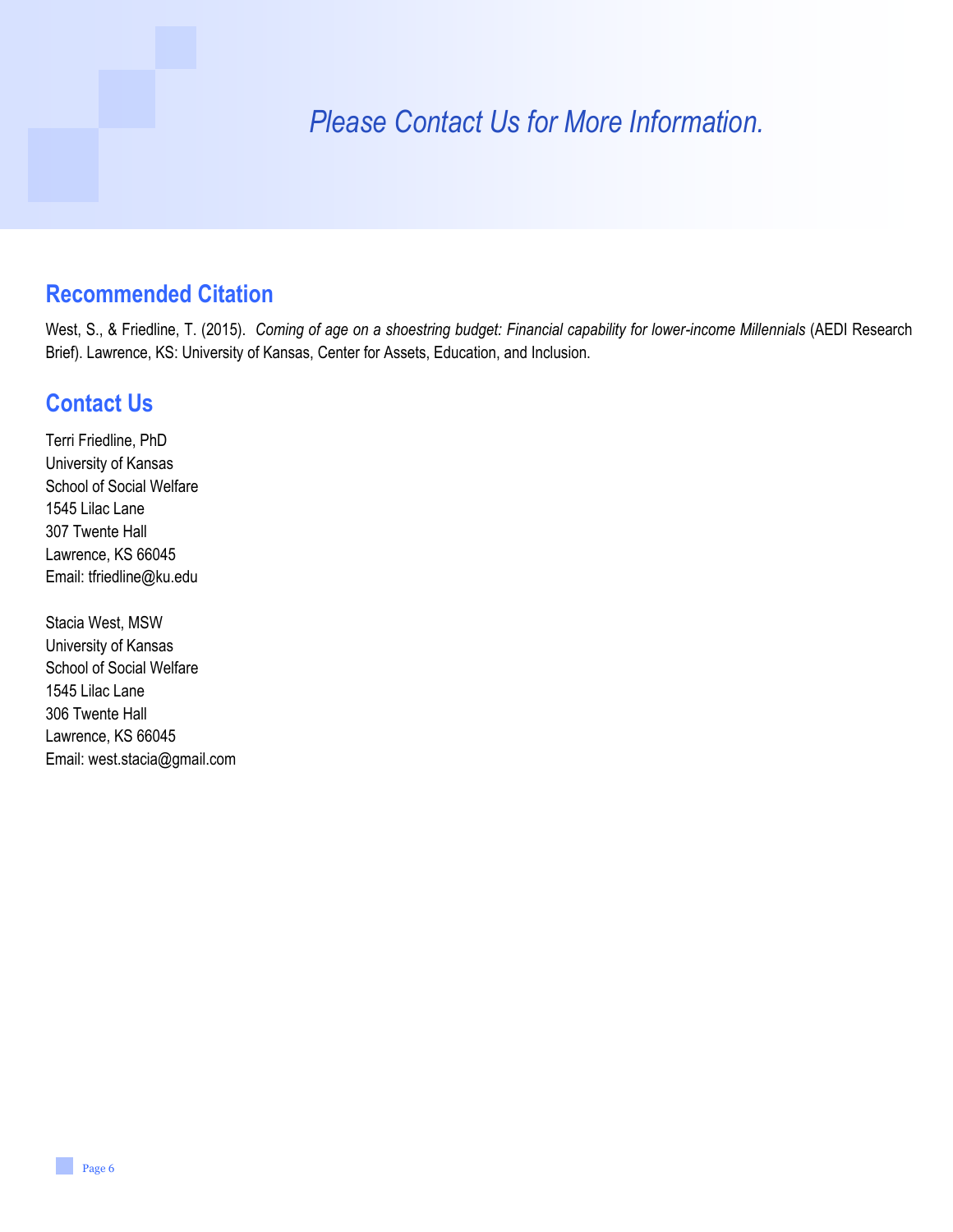*Please Contact Us for More Information.*

## Recommended Citation

West, S., & Friedline, T. (2015). *Coming of age on a shoestring budget: Financial capability for lower-income Millennials* (AEDI Research Brief). Lawrence, KS: University of Kansas, Center for Assets, Education, and Inclusion.

## Contact Us

Terri Friedline, PhD
University of Kansas
School of Social Welfare
1545 Lilac Lane
307 Twente Hall
Lawrence, KS 66045
Email: tfriedline@ku.edu

Stacia West, MSW
University of Kansas
School of Social Welfare
1545 Lilac Lane
306 Twente Hall
Lawrence, KS 66045
Email: west.stacia@gmail.com